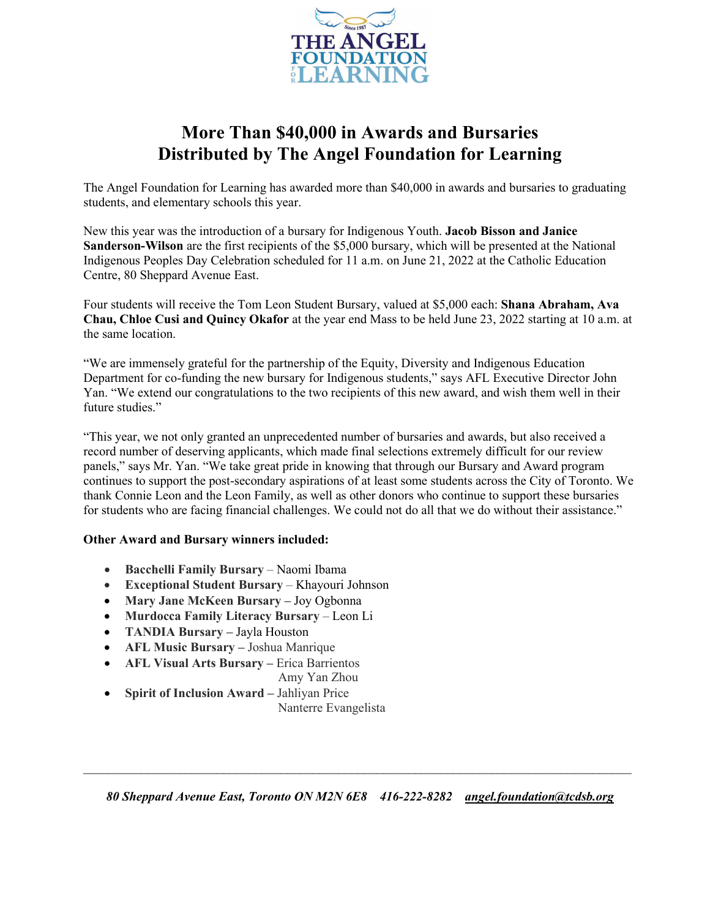THE ANGEL FOUNDATION FOR LEARNING

Since 1987

# More Than $40,000 in Awards and Bursaries Distributed by The Angel Foundation for Learning

The Angel Foundation for Learning has awarded more than $40,000 in awards and bursaries to graduating students, and elementary schools this year.

New this year was the introduction of a bursary for Indigenous Youth. **Jacob Bisson and Janice Sanderson-Wilson** are the first recipients of the $5,000 bursary, which will be presented at the National Indigenous Peoples Day Celebration scheduled for 11 a.m. on June 21, 2022 at the Catholic Education Centre, 80 Sheppard Avenue East.

Four students will receive the Tom Leon Student Bursary, valued at $5,000 each: **Shana Abraham, Ava Chau, Chloe Cusi and Quincy Okafor** at the year end Mass to be held June 23, 2022 starting at 10 a.m. at the same location.

"We are immensely grateful for the partnership of the Equity, Diversity and Indigenous Education Department for co-funding the new bursary for Indigenous students," says AFL Executive Director John Yan. "We extend our congratulations to the two recipients of this new award, and wish them well in their future studies."

"This year, we not only granted an unprecedented number of bursaries and awards, but also received a record number of deserving applicants, which made final selections extremely difficult for our review panels," says Mr. Yan. "We take great pride in knowing that through our Bursary and Award program continues to support the post-secondary aspirations of at least some students across the City of Toronto. We thank Connie Leon and the Leon Family, as well as other donors who continue to support these bursaries for students who are facing financial challenges. We could not do all that we do without their assistance."

**Other Award and Bursary winners included:**

- **Bacchelli Family Bursary** – Naomi Ibama
- **Exceptional Student Bursary** – Khayouri Johnson
- **Mary Jane McKeen Bursary –** Joy Ogbonna
- **Murdocca Family Literacy Bursary** – Leon Li
- **TANDIA Bursary –** Jayla Houston
- **AFL Music Bursary –** Joshua Manrique
- **AFL Visual Arts Bursary –** Erica Barrientos
  Amy Yan Zhou
- **Spirit of Inclusion Award –** Jahliyan Price
  Nanterre Evangelista

*80 Sheppard Avenue East, Toronto ON M2N 6E8 416-222-8282 angel.foundation@tcdsb.org*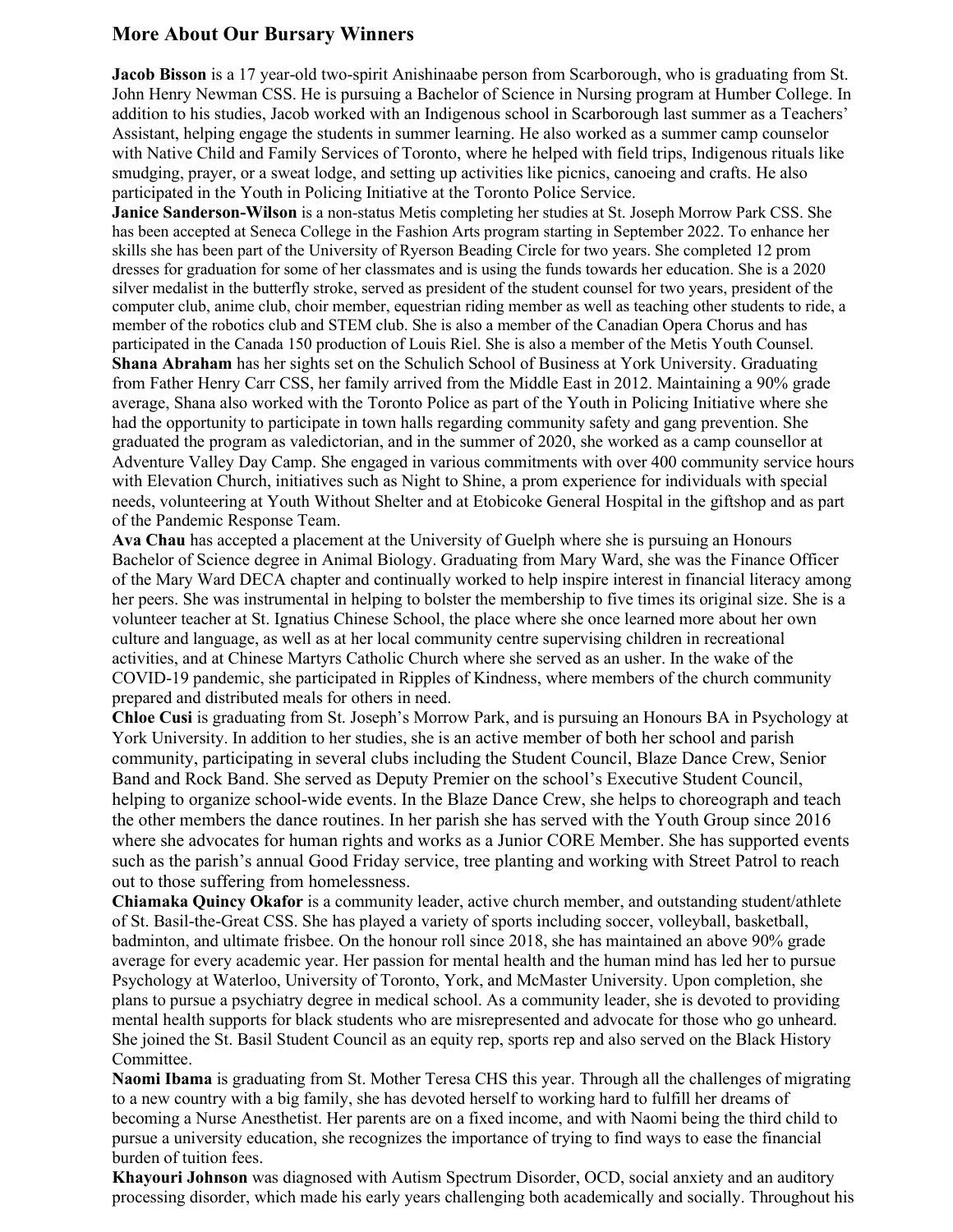## More About Our Bursary Winners

**Jacob Bisson** is a 17 year-old two-spirit Anishinaabe person from Scarborough, who is graduating from St. John Henry Newman CSS. He is pursuing a Bachelor of Science in Nursing program at Humber College. In addition to his studies, Jacob worked with an Indigenous school in Scarborough last summer as a Teachers' Assistant, helping engage the students in summer learning. He also worked as a summer camp counselor with Native Child and Family Services of Toronto, where he helped with field trips, Indigenous rituals like smudging, prayer, or a sweat lodge, and setting up activities like picnics, canoeing and crafts. He also participated in the Youth in Policing Initiative at the Toronto Police Service.

**Janice Sanderson-Wilson** is a non-status Metis completing her studies at St. Joseph Morrow Park CSS. She has been accepted at Seneca College in the Fashion Arts program starting in September 2022. To enhance her skills she has been part of the University of Ryerson Beading Circle for two years. She completed 12 prom dresses for graduation for some of her classmates and is using the funds towards her education. She is a 2020 silver medalist in the butterfly stroke, served as president of the student counsel for two years, president of the computer club, anime club, choir member, equestrian riding member as well as teaching other students to ride, a member of the robotics club and STEM club. She is also a member of the Canadian Opera Chorus and has participated in the Canada 150 production of Louis Riel. She is also a member of the Metis Youth Counsel.

**Shana Abraham** has her sights set on the Schulich School of Business at York University. Graduating from Father Henry Carr CSS, her family arrived from the Middle East in 2012. Maintaining a 90% grade average, Shana also worked with the Toronto Police as part of the Youth in Policing Initiative where she had the opportunity to participate in town halls regarding community safety and gang prevention. She graduated the program as valedictorian, and in the summer of 2020, she worked as a camp counsellor at Adventure Valley Day Camp. She engaged in various commitments with over 400 community service hours with Elevation Church, initiatives such as Night to Shine, a prom experience for individuals with special needs, volunteering at Youth Without Shelter and at Etobicoke General Hospital in the giftshop and as part of the Pandemic Response Team.

**Ava Chau** has accepted a placement at the University of Guelph where she is pursuing an Honours Bachelor of Science degree in Animal Biology. Graduating from Mary Ward, she was the Finance Officer of the Mary Ward DECA chapter and continually worked to help inspire interest in financial literacy among her peers. She was instrumental in helping to bolster the membership to five times its original size. She is a volunteer teacher at St. Ignatius Chinese School, the place where she once learned more about her own culture and language, as well as at her local community centre supervising children in recreational activities, and at Chinese Martyrs Catholic Church where she served as an usher. In the wake of the COVID-19 pandemic, she participated in Ripples of Kindness, where members of the church community prepared and distributed meals for others in need.

**Chloe Cusi** is graduating from St. Joseph's Morrow Park, and is pursuing an Honours BA in Psychology at York University. In addition to her studies, she is an active member of both her school and parish community, participating in several clubs including the Student Council, Blaze Dance Crew, Senior Band and Rock Band. She served as Deputy Premier on the school's Executive Student Council, helping to organize school-wide events. In the Blaze Dance Crew, she helps to choreograph and teach the other members the dance routines. In her parish she has served with the Youth Group since 2016 where she advocates for human rights and works as a Junior CORE Member. She has supported events such as the parish's annual Good Friday service, tree planting and working with Street Patrol to reach out to those suffering from homelessness.

**Chiamaka Quincy Okafor** is a community leader, active church member, and outstanding student/athlete of St. Basil-the-Great CSS. She has played a variety of sports including soccer, volleyball, basketball, badminton, and ultimate frisbee. On the honour roll since 2018, she has maintained an above 90% grade average for every academic year. Her passion for mental health and the human mind has led her to pursue Psychology at Waterloo, University of Toronto, York, and McMaster University. Upon completion, she plans to pursue a psychiatry degree in medical school. As a community leader, she is devoted to providing mental health supports for black students who are misrepresented and advocate for those who go unheard. She joined the St. Basil Student Council as an equity rep, sports rep and also served on the Black History Committee.

**Naomi Ibama** is graduating from St. Mother Teresa CHS this year. Through all the challenges of migrating to a new country with a big family, she has devoted herself to working hard to fulfill her dreams of becoming a Nurse Anesthetist. Her parents are on a fixed income, and with Naomi being the third child to pursue a university education, she recognizes the importance of trying to find ways to ease the financial burden of tuition fees.

**Khayouri Johnson** was diagnosed with Autism Spectrum Disorder, OCD, social anxiety and an auditory processing disorder, which made his early years challenging both academically and socially. Throughout his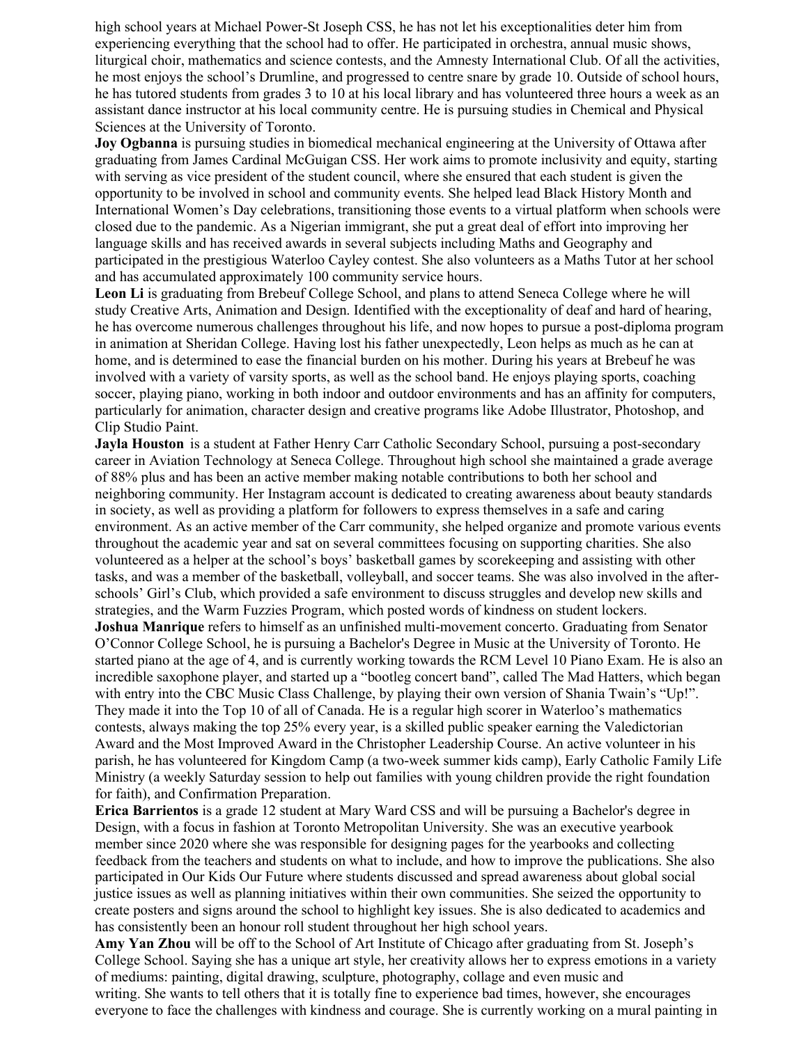high school years at Michael Power-St Joseph CSS, he has not let his exceptionalities deter him from experiencing everything that the school had to offer. He participated in orchestra, annual music shows, liturgical choir, mathematics and science contests, and the Amnesty International Club. Of all the activities, he most enjoys the school's Drumline, and progressed to centre snare by grade 10. Outside of school hours, he has tutored students from grades 3 to 10 at his local library and has volunteered three hours a week as an assistant dance instructor at his local community centre. He is pursuing studies in Chemical and Physical Sciences at the University of Toronto.

**Joy Ogbanna** is pursuing studies in biomedical mechanical engineering at the University of Ottawa after graduating from James Cardinal McGuigan CSS. Her work aims to promote inclusivity and equity, starting with serving as vice president of the student council, where she ensured that each student is given the opportunity to be involved in school and community events. She helped lead Black History Month and International Women's Day celebrations, transitioning those events to a virtual platform when schools were closed due to the pandemic. As a Nigerian immigrant, she put a great deal of effort into improving her language skills and has received awards in several subjects including Maths and Geography and participated in the prestigious Waterloo Cayley contest. She also volunteers as a Maths Tutor at her school and has accumulated approximately 100 community service hours.

**Leon Li** is graduating from Brebeuf College School, and plans to attend Seneca College where he will study Creative Arts, Animation and Design. Identified with the exceptionality of deaf and hard of hearing, he has overcome numerous challenges throughout his life, and now hopes to pursue a post-diploma program in animation at Sheridan College. Having lost his father unexpectedly, Leon helps as much as he can at home, and is determined to ease the financial burden on his mother. During his years at Brebeuf he was involved with a variety of varsity sports, as well as the school band. He enjoys playing sports, coaching soccer, playing piano, working in both indoor and outdoor environments and has an affinity for computers, particularly for animation, character design and creative programs like Adobe Illustrator, Photoshop, and Clip Studio Paint.

**Jayla Houston** is a student at Father Henry Carr Catholic Secondary School, pursuing a post-secondary career in Aviation Technology at Seneca College. Throughout high school she maintained a grade average of 88% plus and has been an active member making notable contributions to both her school and neighboring community. Her Instagram account is dedicated to creating awareness about beauty standards in society, as well as providing a platform for followers to express themselves in a safe and caring environment. As an active member of the Carr community, she helped organize and promote various events throughout the academic year and sat on several committees focusing on supporting charities. She also volunteered as a helper at the school's boys' basketball games by scorekeeping and assisting with other tasks, and was a member of the basketball, volleyball, and soccer teams. She was also involved in the after-schools' Girl's Club, which provided a safe environment to discuss struggles and develop new skills and strategies, and the Warm Fuzzies Program, which posted words of kindness on student lockers.

**Joshua Manrique** refers to himself as an unfinished multi-movement concerto. Graduating from Senator O'Connor College School, he is pursuing a Bachelor's Degree in Music at the University of Toronto. He started piano at the age of 4, and is currently working towards the RCM Level 10 Piano Exam. He is also an incredible saxophone player, and started up a "bootleg concert band", called The Mad Hatters, which began with entry into the CBC Music Class Challenge, by playing their own version of Shania Twain's "Up!". They made it into the Top 10 of all of Canada. He is a regular high scorer in Waterloo's mathematics contests, always making the top 25% every year, is a skilled public speaker earning the Valedictorian Award and the Most Improved Award in the Christopher Leadership Course. An active volunteer in his parish, he has volunteered for Kingdom Camp (a two-week summer kids camp), Early Catholic Family Life Ministry (a weekly Saturday session to help out families with young children provide the right foundation for faith), and Confirmation Preparation.

**Erica Barrientos** is a grade 12 student at Mary Ward CSS and will be pursuing a Bachelor's degree in Design, with a focus in fashion at Toronto Metropolitan University. She was an executive yearbook member since 2020 where she was responsible for designing pages for the yearbooks and collecting feedback from the teachers and students on what to include, and how to improve the publications. She also participated in Our Kids Our Future where students discussed and spread awareness about global social justice issues as well as planning initiatives within their own communities. She seized the opportunity to create posters and signs around the school to highlight key issues. She is also dedicated to academics and has consistently been an honour roll student throughout her high school years.

**Amy Yan Zhou** will be off to the School of Art Institute of Chicago after graduating from St. Joseph's College School. Saying she has a unique art style, her creativity allows her to express emotions in a variety of mediums: painting, digital drawing, sculpture, photography, collage and even music and writing. She wants to tell others that it is totally fine to experience bad times, however, she encourages everyone to face the challenges with kindness and courage. She is currently working on a mural painting in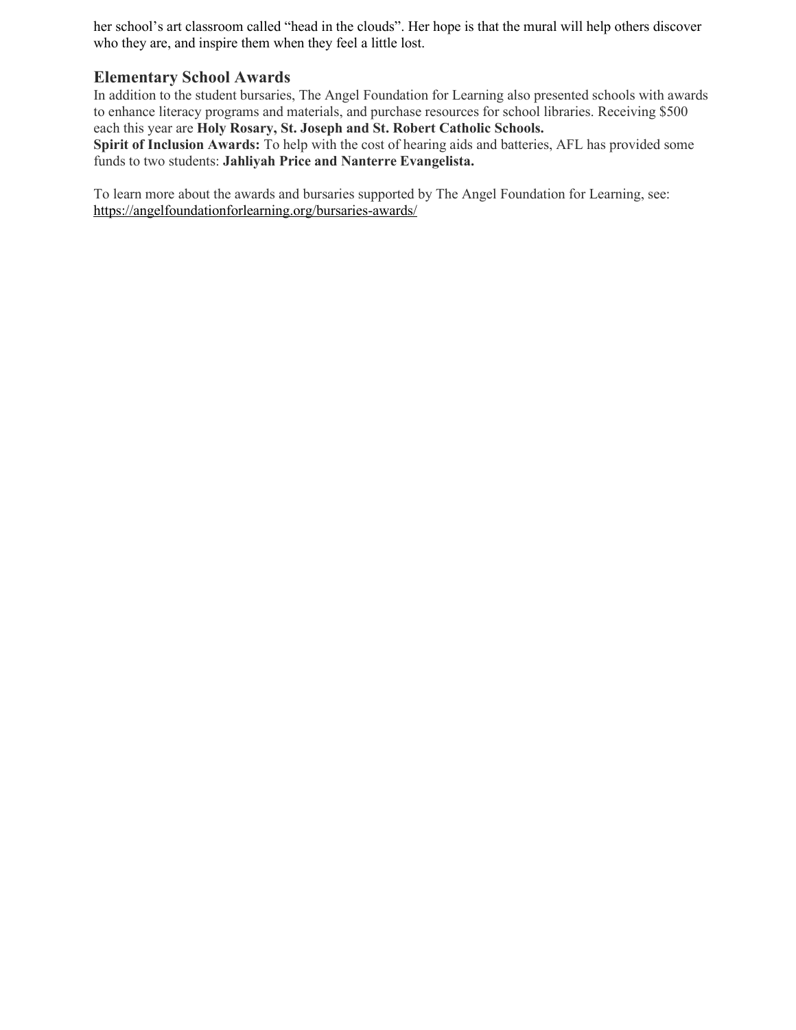her school's art classroom called "head in the clouds". Her hope is that the mural will help others discover who they are, and inspire them when they feel a little lost.

## Elementary School Awards

In addition to the student bursaries, The Angel Foundation for Learning also presented schools with awards to enhance literacy programs and materials, and purchase resources for school libraries. Receiving $500 each this year are **Holy Rosary, St. Joseph and St. Robert Catholic Schools.**

**Spirit of Inclusion Awards:** To help with the cost of hearing aids and batteries, AFL has provided some funds to two students: **Jahliyah Price and Nanterre Evangelista.**

To learn more about the awards and bursaries supported by The Angel Foundation for Learning, see: https://angelfoundationforlearning.org/bursaries-awards/